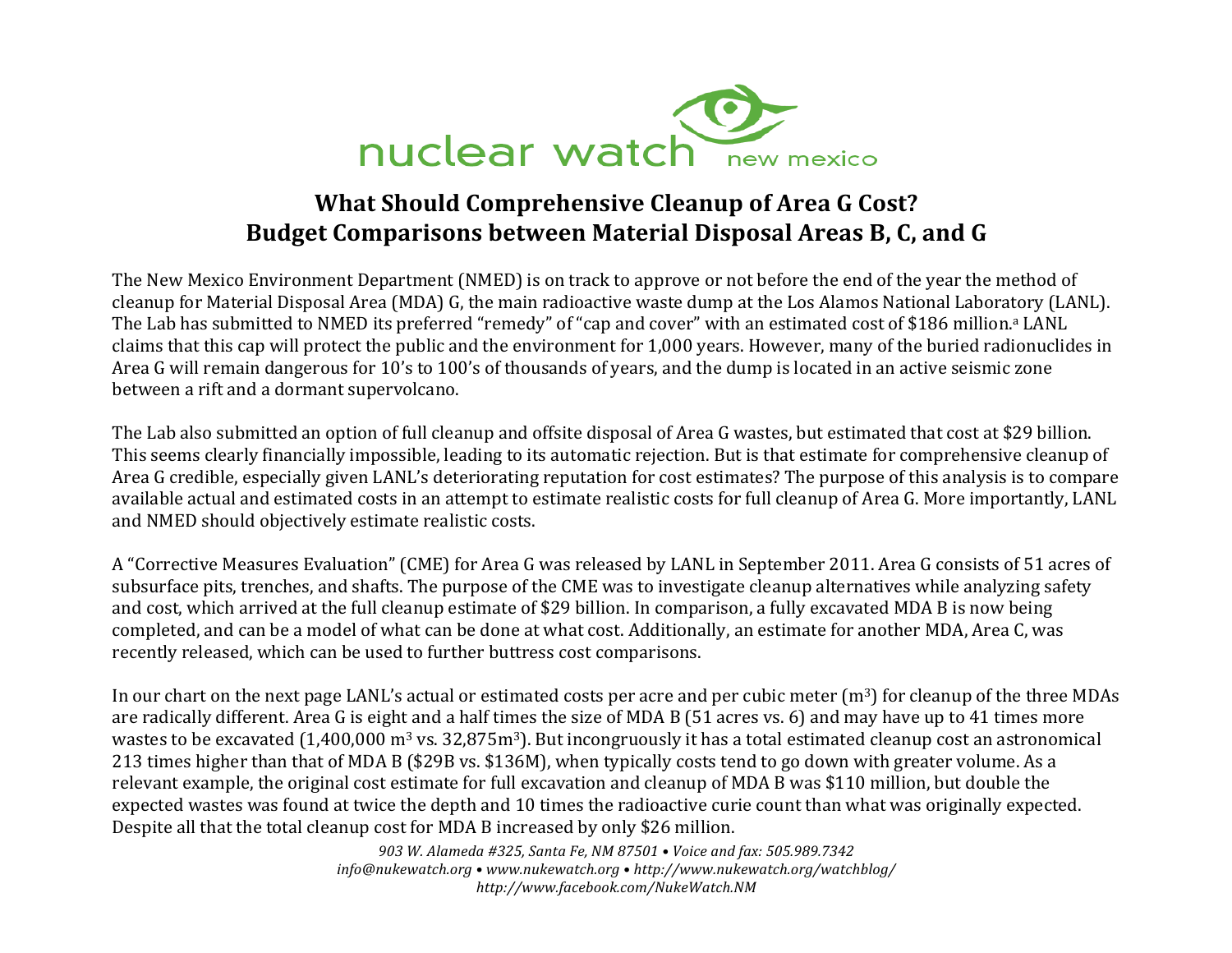nuclear watch new mexico

# What Should Comprehensive Cleanup of Area G Cost?
## Budget Comparisons between Material Disposal Areas B, C, and G

The New Mexico Environment Department (NMED) is on track to approve or not before the end of the year the method of cleanup for Material Disposal Area (MDA) G, the main radioactive waste dump at the Los Alamos National Laboratory (LANL). The Lab has submitted to NMED its preferred "remedy" of "cap and cover" with an estimated cost of $186 million.[a] LANL claims that this cap will protect the public and the environment for 1,000 years. However, many of the buried radionuclides in Area G will remain dangerous for 10's to 100's of thousands of years, and the dump is located in an active seismic zone between a rift and a dormant supervolcano.

The Lab also submitted an option of full cleanup and offsite disposal of Area G wastes, but estimated that cost at $29 billion. This seems clearly financially impossible, leading to its automatic rejection. But is that estimate for comprehensive cleanup of Area G credible, especially given LANL's deteriorating reputation for cost estimates? The purpose of this analysis is to compare available actual and estimated costs in an attempt to estimate realistic costs for full cleanup of Area G. More importantly, LANL and NMED should objectively estimate realistic costs.

A "Corrective Measures Evaluation" (CME) for Area G was released by LANL in September 2011. Area G consists of 51 acres of subsurface pits, trenches, and shafts. The purpose of the CME was to investigate cleanup alternatives while analyzing safety and cost, which arrived at the full cleanup estimate of $29 billion. In comparison, a fully excavated MDA B is now being completed, and can be a model of what can be done at what cost. Additionally, an estimate for another MDA, Area C, was recently released, which can be used to further buttress cost comparisons.

In our chart on the next page LANL's actual or estimated costs per acre and per cubic meter ($m^3$) for cleanup of the three MDAs are radically different. Area G is eight and a half times the size of MDA B (51 acres vs. 6) and may have up to 41 times more wastes to be excavated (1,400,000 $m^3$ vs. 32,875$m^3$). But incongruously it has a total estimated cleanup cost an astronomical 213 times higher than that of MDA B ($29B vs. $136M), when typically costs tend to go down with greater volume. As a relevant example, the original cost estimate for full excavation and cleanup of MDA B was $110 million, but double the expected wastes was found at twice the depth and 10 times the radioactive curie count than what was originally expected. Despite all that the total cleanup cost for MDA B increased by only $26 million.

*903 W. Alameda #325, Santa Fe, NM 87501 • Voice and fax: 505.989.7342*
*info@nukewatch.org • www.nukewatch.org • http://www.nukewatch.org/watchblog/*
*http://www.facebook.com/NukeWatch.NM*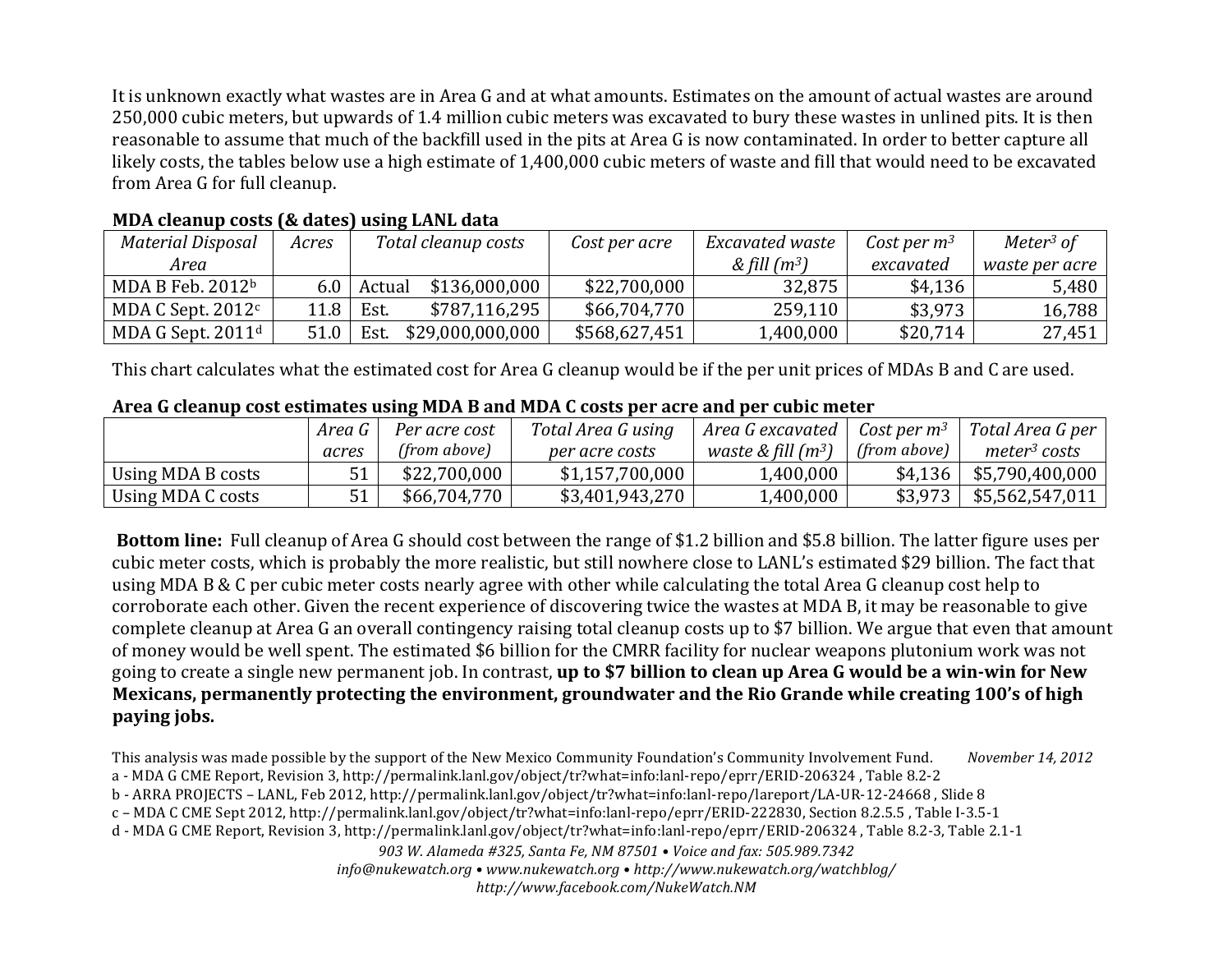It is unknown exactly what wastes are in Area G and at what amounts. Estimates on the amount of actual wastes are around 250,000 cubic meters, but upwards of 1.4 million cubic meters was excavated to bury these wastes in unlined pits. It is then reasonable to assume that much of the backfill used in the pits at Area G is now contaminated. In order to better capture all likely costs, the tables below use a high estimate of 1,400,000 cubic meters of waste and fill that would need to be excavated from Area G for full cleanup.

**MDA cleanup costs (& dates) using LANL data**

| *Material Disposal Area* | *Acres* | *Total cleanup costs* | | *Cost per acre* | *Excavated waste & fill ($m^3$)* | *Cost per $m^3$ excavated* | *Meter$^3$ of waste per acre* |
|---|---|---|---|---|---|---|---|
| MDA B Feb. 2012[b] | 6.0 | Actual | $136,000,000 | $22,700,000 | 32,875 | $4,136 | 5,480 |
| MDA C Sept. 2012[c] | 11.8 | Est. | $787,116,295 | $66,704,770 | 259,110 | $3,973 | 16,788 |
| MDA G Sept. 2011[d] | 51.0 | Est. | $29,000,000,000 | $568,627,451 | 1,400,000 | $20,714 | 27,451 |

This chart calculates what the estimated cost for Area G cleanup would be if the per unit prices of MDAs B and C are used.

**Area G cleanup cost estimates using MDA B and MDA C costs per acre and per cubic meter**

| | *Area G acres* | *Per acre cost (from above)* | *Total Area G using per acre costs* | *Area G excavated waste & fill ($m^3$)* | *Cost per $m^3$ (from above)* | *Total Area G per meter$^3$ costs* |
|---|---|---|---|---|---|---|
| Using MDA B costs | 51 | $22,700,000 | $1,157,700,000 | 1,400,000 | $4,136 | $5,790,400,000 |
| Using MDA C costs | 51 | $66,704,770 | $3,401,943,270 | 1,400,000 | $3,973 | $5,562,547,011 |

**Bottom line:** Full cleanup of Area G should cost between the range of $1.2 billion and $5.8 billion. The latter figure uses per cubic meter costs, which is probably the more realistic, but still nowhere close to LANL's estimated $29 billion. The fact that using MDA B & C per cubic meter costs nearly agree with other while calculating the total Area G cleanup cost help to corroborate each other. Given the recent experience of discovering twice the wastes at MDA B, it may be reasonable to give complete cleanup at Area G an overall contingency raising total cleanup costs up to $7 billion. We argue that even that amount of money would be well spent. The estimated $6 billion for the CMRR facility for nuclear weapons plutonium work was not going to create a single new permanent job. In contrast, **up to $7 billion to clean up Area G would be a win-win for New Mexicans, permanently protecting the environment, groundwater and the Rio Grande while creating 100's of high paying jobs.**

This analysis was made possible by the support of the New Mexico Community Foundation's Community Involvement Fund. *November 14, 2012*

a - MDA G CME Report, Revision 3, http://permalink.lanl.gov/object/tr?what=info:lanl-repo/eprr/ERID-206324 , Table 8.2-2

b - ARRA PROJECTS – LANL, Feb 2012, http://permalink.lanl.gov/object/tr?what=info:lanl-repo/lareport/LA-UR-12-24668 , Slide 8

c – MDA C CME Sept 2012, http://permalink.lanl.gov/object/tr?what=info:lanl-repo/eprr/ERID-222830, Section 8.2.5.5 , Table I-3.5-1

d - MDA G CME Report, Revision 3, http://permalink.lanl.gov/object/tr?what=info:lanl-repo/eprr/ERID-206324 , Table 8.2-3, Table 2.1-1

*903 W. Alameda #325, Santa Fe, NM 87501 • Voice and fax: 505.989.7342*
*info@nukewatch.org • www.nukewatch.org • http://www.nukewatch.org/watchblog/*
*http://www.facebook.com/NukeWatch.NM*